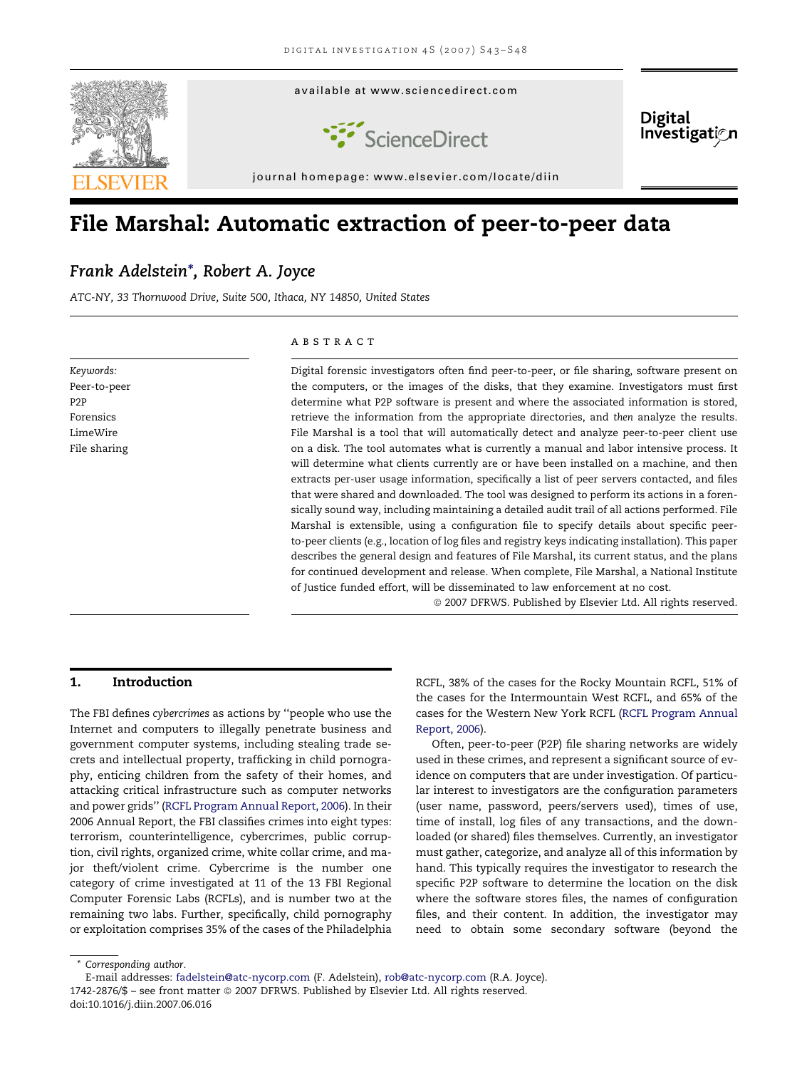# File Marshal: Automatic extraction of peer-to-peer data

*Frank Adelstein\*, Robert A. Joyce*

*ATC-NY, 33 Thornwood Drive, Suite 500, Ithaca, NY 14850, United States*

*Keywords:*
Peer-to-peer
P2P
Forensics
LimeWire
File sharing

## ABSTRACT

Digital forensic investigators often find peer-to-peer, or file sharing, software present on the computers, or the images of the disks, that they examine. Investigators must first determine what P2P software is present and where the associated information is stored, retrieve the information from the appropriate directories, and *then* analyze the results. File Marshal is a tool that will automatically detect and analyze peer-to-peer client use on a disk. The tool automates what is currently a manual and labor intensive process. It will determine what clients currently are or have been installed on a machine, and then extracts per-user usage information, specifically a list of peer servers contacted, and files that were shared and downloaded. The tool was designed to perform its actions in a forensically sound way, including maintaining a detailed audit trail of all actions performed. File Marshal is extensible, using a configuration file to specify details about specific peer-to-peer clients (e.g., location of log files and registry keys indicating installation). This paper describes the general design and features of File Marshal, its current status, and the plans for continued development and release. When complete, File Marshal, a National Institute of Justice funded effort, will be disseminated to law enforcement at no cost.

© 2007 DFRWS. Published by Elsevier Ltd. All rights reserved.

## 1. Introduction

The FBI defines *cybercrimes* as actions by ''people who use the Internet and computers to illegally penetrate business and government computer systems, including stealing trade secrets and intellectual property, trafficking in child pornography, enticing children from the safety of their homes, and attacking critical infrastructure such as computer networks and power grids'' (RCFL Program Annual Report, 2006). In their 2006 Annual Report, the FBI classifies crimes into eight types: terrorism, counterintelligence, cybercrimes, public corruption, civil rights, organized crime, white collar crime, and major theft/violent crime. Cybercrime is the number one category of crime investigated at 11 of the 13 FBI Regional Computer Forensic Labs (RCFLs), and is number two at the remaining two labs. Further, specifically, child pornography or exploitation comprises 35% of the cases of the Philadelphia RCFL, 38% of the cases for the Rocky Mountain RCFL, 51% of the cases for the Intermountain West RCFL, and 65% of the cases for the Western New York RCFL (RCFL Program Annual Report, 2006).

Often, peer-to-peer (P2P) file sharing networks are widely used in these crimes, and represent a significant source of evidence on computers that are under investigation. Of particular interest to investigators are the configuration parameters (user name, password, peers/servers used), times of use, time of install, log files of any transactions, and the downloaded (or shared) files themselves. Currently, an investigator must gather, categorize, and analyze all of this information by hand. This typically requires the investigator to research the specific P2P software to determine the location on the disk where the software stores files, the names of configuration files, and their content. In addition, the investigator may need to obtain some secondary software (beyond the

\* Corresponding author.
E-mail addresses: fadelstein@atc-nycorp.com (F. Adelstein), rob@atc-nycorp.com (R.A. Joyce).
1742-2876/$ – see front matter © 2007 DFRWS. Published by Elsevier Ltd. All rights reserved.
doi:10.1016/j.diin.2007.06.016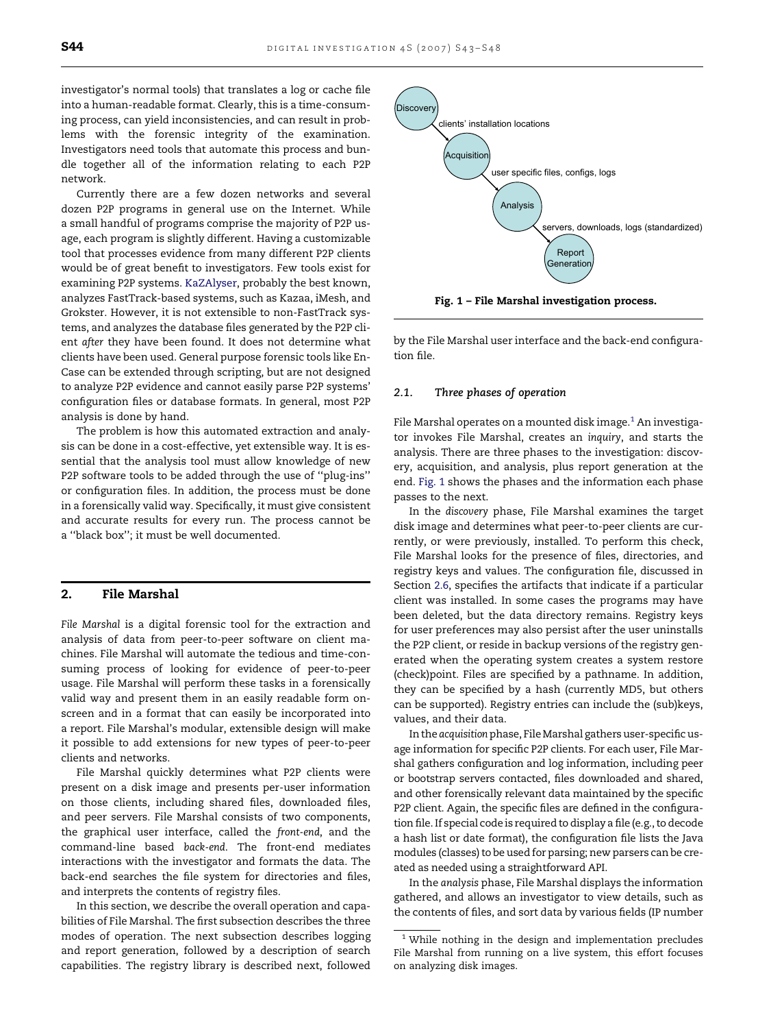investigator's normal tools) that translates a log or cache file into a human-readable format. Clearly, this is a time-consuming process, can yield inconsistencies, and can result in problems with the forensic integrity of the examination. Investigators need tools that automate this process and bundle together all of the information relating to each P2P network.

Currently there are a few dozen networks and several dozen P2P programs in general use on the Internet. While a small handful of programs comprise the majority of P2P usage, each program is slightly different. Having a customizable tool that processes evidence from many different P2P clients would be of great benefit to investigators. Few tools exist for examining P2P systems. KaZAlyser, probably the best known, analyzes FastTrack-based systems, such as Kazaa, iMesh, and Grokster. However, it is not extensible to non-FastTrack systems, and analyzes the database files generated by the P2P client *after* they have been found. It does not determine what clients have been used. General purpose forensic tools like EnCase can be extended through scripting, but are not designed to analyze P2P evidence and cannot easily parse P2P systems' configuration files or database formats. In general, most P2P analysis is done by hand.

The problem is how this automated extraction and analysis can be done in a cost-effective, yet extensible way. It is essential that the analysis tool must allow knowledge of new P2P software tools to be added through the use of "plug-ins" or configuration files. In addition, the process must be done in a forensically valid way. Specifically, it must give consistent and accurate results for every run. The process cannot be a "black box"; it must be well documented.

## 2. File Marshal

*File Marshal* is a digital forensic tool for the extraction and analysis of data from peer-to-peer software on client machines. File Marshal will automate the tedious and time-consuming process of looking for evidence of peer-to-peer usage. File Marshal will perform these tasks in a forensically valid way and present them in an easily readable form on-screen and in a format that can easily be incorporated into a report. File Marshal's modular, extensible design will make it possible to add extensions for new types of peer-to-peer clients and networks.

File Marshal quickly determines what P2P clients were present on a disk image and presents per-user information on those clients, including shared files, downloaded files, and peer servers. File Marshal consists of two components, the graphical user interface, called the *front-end*, and the command-line based *back-end*. The front-end mediates interactions with the investigator and formats the data. The back-end searches the file system for directories and files, and interprets the contents of registry files.

In this section, we describe the overall operation and capabilities of File Marshal. The first subsection describes the three modes of operation. The next subsection describes logging and report generation, followed by a description of search capabilities. The registry library is described next, followed by the File Marshal user interface and the back-end configuration file.

Discovery → (clients' installation locations) → Acquisition → (user specific files, configs, logs) → Analysis → (servers, downloads, logs (standardized)) → Report Generation

**Fig. 1 – File Marshal investigation process.**

### 2.1. Three phases of operation

File Marshal operates on a mounted disk image.[1] An investigator invokes File Marshal, creates an *inquiry*, and starts the analysis. There are three phases to the investigation: discovery, acquisition, and analysis, plus report generation at the end. Fig. 1 shows the phases and the information each phase passes to the next.

In the *discovery* phase, File Marshal examines the target disk image and determines what peer-to-peer clients are currently, or were previously, installed. To perform this check, File Marshal looks for the presence of files, directories, and registry keys and values. The configuration file, discussed in Section 2.6, specifies the artifacts that indicate if a particular client was installed. In some cases the programs may have been deleted, but the data directory remains. Registry keys for user preferences may also persist after the user uninstalls the P2P client, or reside in backup versions of the registry generated when the operating system creates a system restore (check)point. Files are specified by a pathname. In addition, they can be specified by a hash (currently MD5, but others can be supported). Registry entries can include the (sub)keys, values, and their data.

In the *acquisition* phase, File Marshal gathers user-specific usage information for specific P2P clients. For each user, File Marshal gathers configuration and log information, including peer or bootstrap servers contacted, files downloaded and shared, and other forensically relevant data maintained by the specific P2P client. Again, the specific files are defined in the configuration file. If special code is required to display a file (e.g., to decode a hash list or date format), the configuration file lists the Java modules (classes) to be used for parsing; new parsers can be created as needed using a straightforward API.

In the *analysis* phase, File Marshal displays the information gathered, and allows an investigator to view details, such as the contents of files, and sort data by various fields (IP number

[1] While nothing in the design and implementation precludes File Marshal from running on a live system, this effort focuses on analyzing disk images.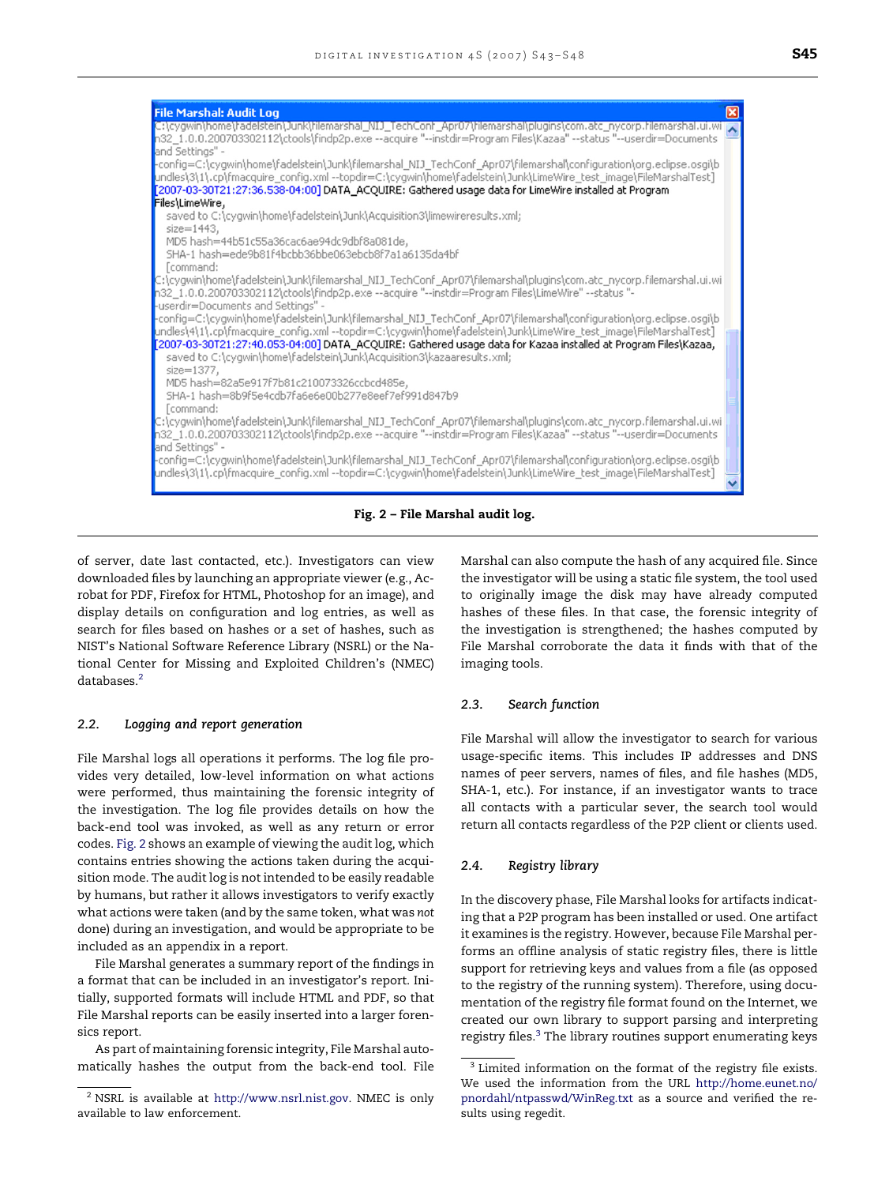```
File Marshal: Audit Log
C:\cygwin\home\fadelstein\Junk\filemarshal_NIJ_TechConf_Apr07\filemarshal\plugins\com.atc_nycorp.filemarshal.ui.win32_1.0.0.200703302112\ctools\findp2p.exe --acquire "--instdir=Program Files\Kazaa" --status "--userdir=Documents and Settings" -
-config=C:\cygwin\home\fadelstein\Junk\filemarshal_NIJ_TechConf_Apr07\filemarshal\configuration\org.eclipse.osgi\bundles\3\1\.cp\fmacquire_config.xml --topdir=C:\cygwin\home\fadelstein\Junk\LimeWire_test_image\FileMarshalTest]
[2007-03-30T21:27:36.538-04:00] DATA_ACQUIRE: Gathered usage data for LimeWire installed at Program Files\LimeWire,
    saved to C:\cygwin\home\fadelstein\Junk\Acquisition3\limewireresults.xml;
    size=1443,
    MD5 hash=44b51c55a36cac6ae94dc9dbf8a081de,
    SHA-1 hash=ede9b81f4bcbb36bbe063ebcb8f7a1a6135da4bf
    [command:
C:\cygwin\home\fadelstein\Junk\filemarshal_NIJ_TechConf_Apr07\filemarshal\plugins\com.atc_nycorp.filemarshal.ui.win32_1.0.0.200703302112\ctools\findp2p.exe --acquire "--instdir=Program Files\LimeWire" --status "-
-userdir=Documents and Settings" -
-config=C:\cygwin\home\fadelstein\Junk\filemarshal_NIJ_TechConf_Apr07\filemarshal\configuration\org.eclipse.osgi\bundles\4\1\.cp\fmacquire_config.xml --topdir=C:\cygwin\home\fadelstein\Junk\LimeWire_test_image\FileMarshalTest]
[2007-03-30T21:27:40.053-04:00] DATA_ACQUIRE: Gathered usage data for Kazaa installed at Program Files\Kazaa,
    saved to C:\cygwin\home\fadelstein\Junk\Acquisition3\kazaaresults.xml;
    size=1377,
    MD5 hash=82a5e917f7b81c210073326ccbcd485e,
    SHA-1 hash=8b9f5e4cdb7fa6e6e00b277e8eef7ef991d847b9
    [command:
C:\cygwin\home\fadelstein\Junk\filemarshal_NIJ_TechConf_Apr07\filemarshal\plugins\com.atc_nycorp.filemarshal.ui.win32_1.0.0.200703302112\ctools\findp2p.exe --acquire "--instdir=Program Files\Kazaa" --status "--userdir=Documents and Settings" -
-config=C:\cygwin\home\fadelstein\Junk\filemarshal_NIJ_TechConf_Apr07\filemarshal\configuration\org.eclipse.osgi\bundles\3\1\.cp\fmacquire_config.xml --topdir=C:\cygwin\home\fadelstein\Junk\LimeWire_test_image\FileMarshalTest]
```

**Fig. 2 – File Marshal audit log.**

of server, date last contacted, etc.). Investigators can view downloaded files by launching an appropriate viewer (e.g., Acrobat for PDF, Firefox for HTML, Photoshop for an image), and display details on configuration and log entries, as well as search for files based on hashes or a set of hashes, such as NIST's National Software Reference Library (NSRL) or the National Center for Missing and Exploited Children's (NMEC) databases.[2]

### 2.2. Logging and report generation

File Marshal logs all operations it performs. The log file provides very detailed, low-level information on what actions were performed, thus maintaining the forensic integrity of the investigation. The log file provides details on how the back-end tool was invoked, as well as any return or error codes. Fig. 2 shows an example of viewing the audit log, which contains entries showing the actions taken during the acquisition mode. The audit log is not intended to be easily readable by humans, but rather it allows investigators to verify exactly what actions were taken (and by the same token, what was *not* done) during an investigation, and would be appropriate to be included as an appendix in a report.

File Marshal generates a summary report of the findings in a format that can be included in an investigator's report. Initially, supported formats will include HTML and PDF, so that File Marshal reports can be easily inserted into a larger forensics report.

As part of maintaining forensic integrity, File Marshal automatically hashes the output from the back-end tool. File Marshal can also compute the hash of any acquired file. Since the investigator will be using a static file system, the tool used to originally image the disk may have already computed hashes of these files. In that case, the forensic integrity of the investigation is strengthened; the hashes computed by File Marshal corroborate the data it finds with that of the imaging tools.

### 2.3. Search function

File Marshal will allow the investigator to search for various usage-specific items. This includes IP addresses and DNS names of peer servers, names of files, and file hashes (MD5, SHA-1, etc.). For instance, if an investigator wants to trace all contacts with a particular sever, the search tool would return all contacts regardless of the P2P client or clients used.

### 2.4. Registry library

In the discovery phase, File Marshal looks for artifacts indicating that a P2P program has been installed or used. One artifact it examines is the registry. However, because File Marshal performs an offline analysis of static registry files, there is little support for retrieving keys and values from a file (as opposed to the registry of the running system). Therefore, using documentation of the registry file format found on the Internet, we created our own library to support parsing and interpreting registry files.[3] The library routines support enumerating keys

---

[2] NSRL is available at http://www.nsrl.nist.gov. NMEC is only available to law enforcement.

[3] Limited information on the format of the registry file exists. We used the information from the URL http://home.eunet.no/pnordahl/ntpasswd/WinReg.txt as a source and verified the results using regedit.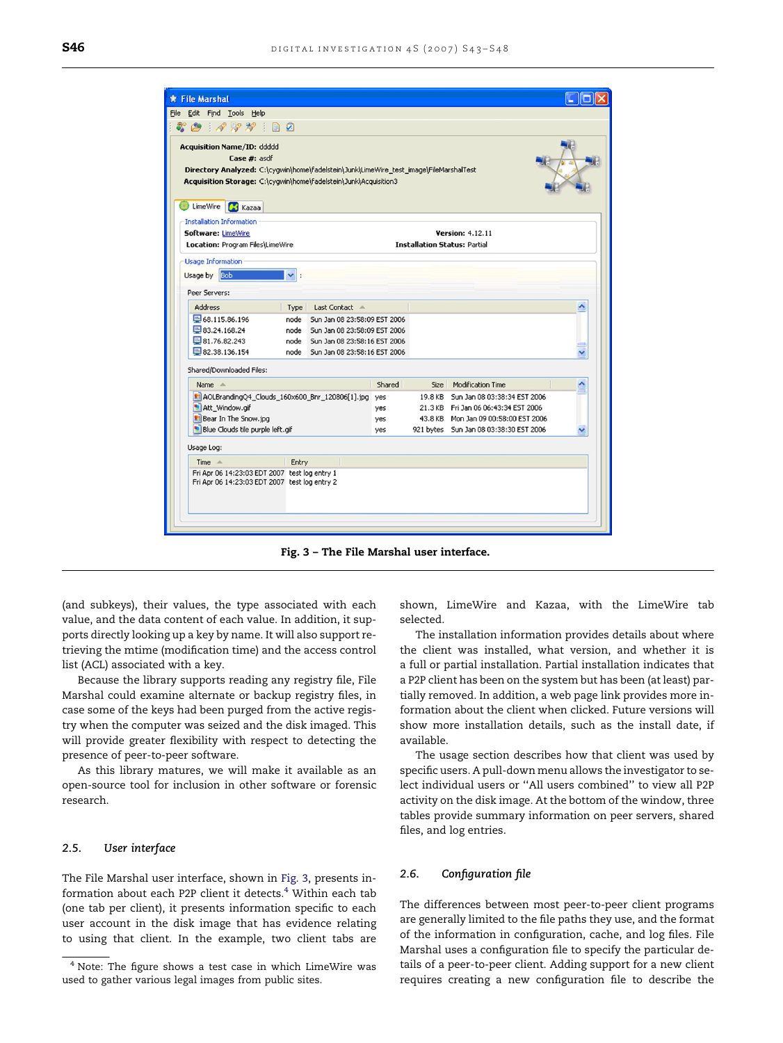Fig. 3 – The File Marshal user interface.

(and subkeys), their values, the type associated with each value, and the data content of each value. In addition, it supports directly looking up a key by name. It will also support retrieving the mtime (modification time) and the access control list (ACL) associated with a key.

Because the library supports reading any registry file, File Marshal could examine alternate or backup registry files, in case some of the keys had been purged from the active registry when the computer was seized and the disk imaged. This will provide greater flexibility with respect to detecting the presence of peer-to-peer software.

As this library matures, we will make it available as an open-source tool for inclusion in other software or forensic research.

### 2.5. *User interface*

The File Marshal user interface, shown in Fig. 3, presents information about each P2P client it detects.[4] Within each tab (one tab per client), it presents information specific to each user account in the disk image that has evidence relating to using that client. In the example, two client tabs are shown, LimeWire and Kazaa, with the LimeWire tab selected.

The installation information provides details about where the client was installed, what version, and whether it is a full or partial installation. Partial installation indicates that a P2P client has been on the system but has been (at least) partially removed. In addition, a web page link provides more information about the client when clicked. Future versions will show more installation details, such as the install date, if available.

The usage section describes how that client was used by specific users. A pull-down menu allows the investigator to select individual users or "All users combined" to view all P2P activity on the disk image. At the bottom of the window, three tables provide summary information on peer servers, shared files, and log entries.

### 2.6. *Configuration file*

The differences between most peer-to-peer client programs are generally limited to the file paths they use, and the format of the information in configuration, cache, and log files. File Marshal uses a configuration file to specify the particular details of a peer-to-peer client. Adding support for a new client requires creating a new configuration file to describe the

[4] Note: The figure shows a test case in which LimeWire was used to gather various legal images from public sites.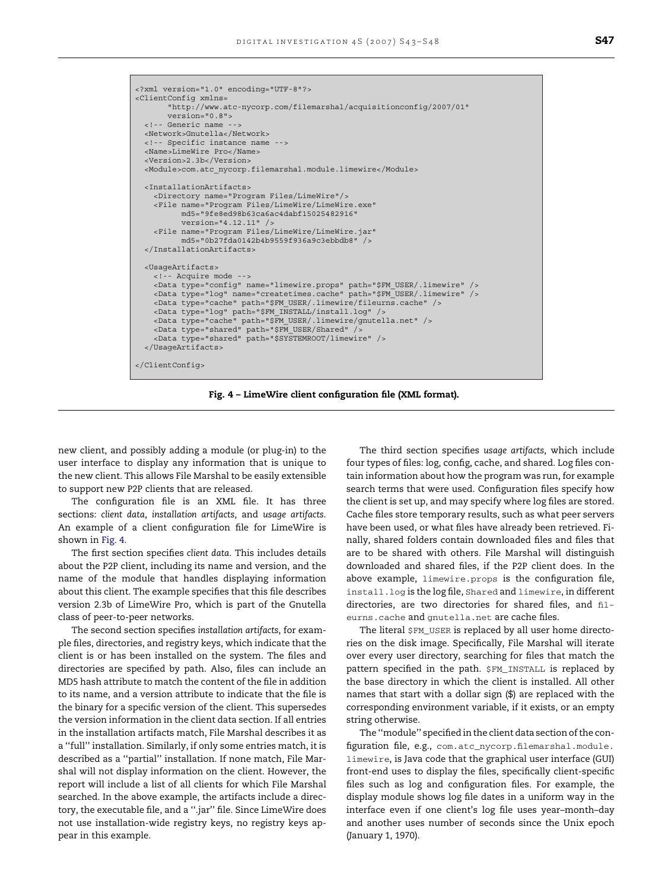```xml
<?xml version="1.0" encoding="UTF-8"?>
<ClientConfig xmlns=
       "http://www.atc-nycorp.com/filemarshal/acquisitionconfig/2007/01"
       version="0.8">
  <!-- Generic name -->
  <Network>Gnutella</Network>
  <!-- Specific instance name -->
  <Name>LimeWire Pro</Name>
  <Version>2.3b</Version>
  <Module>com.atc_nycorp.filemarshal.module.limewire</Module>

  <InstallationArtifacts>
    <Directory name="Program Files/LimeWire"/>
    <File name="Program Files/LimeWire/LimeWire.exe"
          md5="9fe8ed98b63ca6ac4dabf15025482916"
          version="4.12.11" />
    <File name="Program Files/LimeWire/LimeWire.jar"
          md5="0b27fda0142b4b9559f936a9c3ebbdb8" />
  </InstallationArtifacts>

  <UsageArtifacts>
    <!-- Acquire mode -->
    <Data type="config" name="limewire.props" path="$FM_USER/.limewire" />
    <Data type="log" name="createtimes.cache" path="$FM_USER/.limewire" />
    <Data type="cache" path="$FM_USER/.limewire/fileurns.cache" />
    <Data type="log" path="$FM_INSTALL/install.log" />
    <Data type="cache" path="$FM_USER/.limewire/gnutella.net" />
    <Data type="shared" path="$FM_USER/Shared" />
    <Data type="shared" path="$SYSTEMROOT/limewire" />
  </UsageArtifacts>

</ClientConfig>
```

**Fig. 4 – LimeWire client configuration file (XML format).**

new client, and possibly adding a module (or plug-in) to the user interface to display any information that is unique to the new client. This allows File Marshal to be easily extensible to support new P2P clients that are released.

The configuration file is an XML file. It has three sections: *client data*, *installation artifacts*, and *usage artifacts*. An example of a client configuration file for LimeWire is shown in Fig. 4.

The first section specifies *client data*. This includes details about the P2P client, including its name and version, and the name of the module that handles displaying information about this client. The example specifies that this file describes version 2.3b of LimeWire Pro, which is part of the Gnutella class of peer-to-peer networks.

The second section specifies *installation artifacts*, for example files, directories, and registry keys, which indicate that the client is or has been installed on the system. The files and directories are specified by path. Also, files can include an MD5 hash attribute to match the content of the file in addition to its name, and a version attribute to indicate that the file is the binary for a specific version of the client. This supersedes the version information in the client data section. If all entries in the installation artifacts match, File Marshal describes it as a ''full'' installation. Similarly, if only some entries match, it is described as a ''partial'' installation. If none match, File Marshal will not display information on the client. However, the report will include a list of all clients for which File Marshal searched. In the above example, the artifacts include a directory, the executable file, and a ''.jar'' file. Since LimeWire does not use installation-wide registry keys, no registry keys appear in this example.

The third section specifies *usage artifacts*, which include four types of files: log, config, cache, and shared. Log files contain information about how the program was run, for example search terms that were used. Configuration files specify how the client is set up, and may specify where log files are stored. Cache files store temporary results, such as what peer servers have been used, or what files have already been retrieved. Finally, shared folders contain downloaded files and files that are to be shared with others. File Marshal will distinguish downloaded and shared files, if the P2P client does. In the above example, `limewire.props` is the configuration file, `install.log` is the log file, `Shared` and `limewire`, in different directories, are two directories for shared files, and `fileurns.cache` and `gnutella.net` are cache files.

The literal `$FM_USER` is replaced by all user home directories on the disk image. Specifically, File Marshal will iterate over every user directory, searching for files that match the pattern specified in the path. `$FM_INSTALL` is replaced by the base directory in which the client is installed. All other names that start with a dollar sign ($) are replaced with the corresponding environment variable, if it exists, or an empty string otherwise.

The ''module'' specified in the client data section of the configuration file, e.g., `com.atc_nycorp.filemarshal.module.limewire`, is Java code that the graphical user interface (GUI) front-end uses to display the files, specifically client-specific files such as log and configuration files. For example, the display module shows log file dates in a uniform way in the interface even if one client's log file uses year–month–day and another uses number of seconds since the Unix epoch (January 1, 1970).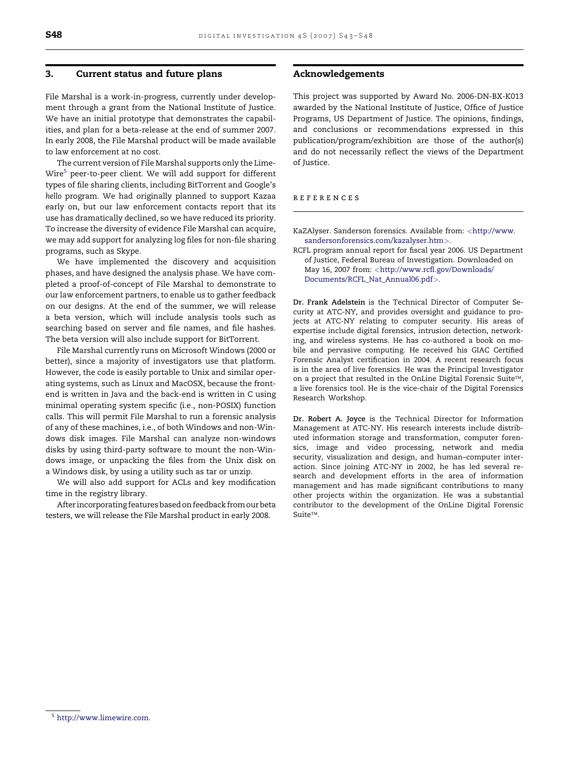## 3. Current status and future plans

File Marshal is a work-in-progress, currently under development through a grant from the National Institute of Justice. We have an initial prototype that demonstrates the capabilities, and plan for a beta-release at the end of summer 2007. In early 2008, the File Marshal product will be made available to law enforcement at no cost.

The current version of File Marshal supports only the LimeWire[5] peer-to-peer client. We will add support for different types of file sharing clients, including BitTorrent and Google's *hello* program. We had originally planned to support Kazaa early on, but our law enforcement contacts report that its use has dramatically declined, so we have reduced its priority. To increase the diversity of evidence File Marshal can acquire, we may add support for analyzing log files for non-file sharing programs, such as Skype.

We have implemented the discovery and acquisition phases, and have designed the analysis phase. We have completed a proof-of-concept of File Marshal to demonstrate to our law enforcement partners, to enable us to gather feedback on our designs. At the end of the summer, we will release a beta version, which will include analysis tools such as searching based on server and file names, and file hashes. The beta version will also include support for BitTorrent.

File Marshal currently runs on Microsoft Windows (2000 or better), since a majority of investigators use that platform. However, the code is easily portable to Unix and similar operating systems, such as Linux and MacOSX, because the front-end is written in Java and the back-end is written in C using minimal operating system specific (i.e., non-POSIX) function calls. This will permit File Marshal to run a forensic analysis of any of these machines, i.e., of both Windows and non-Windows disk images. File Marshal can analyze non-windows disks by using third-party software to mount the non-Windows image, or unpacking the files from the Unix disk on a Windows disk, by using a utility such as tar or unzip.

We will also add support for ACLs and key modification time in the registry library.

After incorporating features based on feedback from our beta testers, we will release the File Marshal product in early 2008.

## Acknowledgements

This project was supported by Award No. 2006-DN-BX-K013 awarded by the National Institute of Justice, Office of Justice Programs, US Department of Justice. The opinions, findings, and conclusions or recommendations expressed in this publication/program/exhibition are those of the author(s) and do not necessarily reflect the views of the Department of Justice.

## References

KaZAlyser. Sanderson forensics. Available from: <http://www.sandersonforensics.com/kazalyser.htm>.

RCFL program annual report for fiscal year 2006. US Department of Justice, Federal Bureau of Investigation. Downloaded on May 16, 2007 from: <http://www.rcfl.gov/Downloads/Documents/RCFL_Nat_Annual06.pdf>.

**Dr. Frank Adelstein** is the Technical Director of Computer Security at ATC-NY, and provides oversight and guidance to projects at ATC-NY relating to computer security. His areas of expertise include digital forensics, intrusion detection, networking, and wireless systems. He has co-authored a book on mobile and pervasive computing. He received his GIAC Certified Forensic Analyst certification in 2004. A recent research focus is in the area of live forensics. He was the Principal Investigator on a project that resulted in the OnLine Digital Forensic Suite™, a live forensics tool. He is the vice-chair of the Digital Forensics Research Workshop.

**Dr. Robert A. Joyce** is the Technical Director for Information Management at ATC-NY. His research interests include distributed information storage and transformation, computer forensics, image and video processing, network and media security, visualization and design, and human–computer interaction. Since joining ATC-NY in 2002, he has led several research and development efforts in the area of information management and has made significant contributions to many other projects within the organization. He was a substantial contributor to the development of the OnLine Digital Forensic Suite™.

[5] http://www.limewire.com.